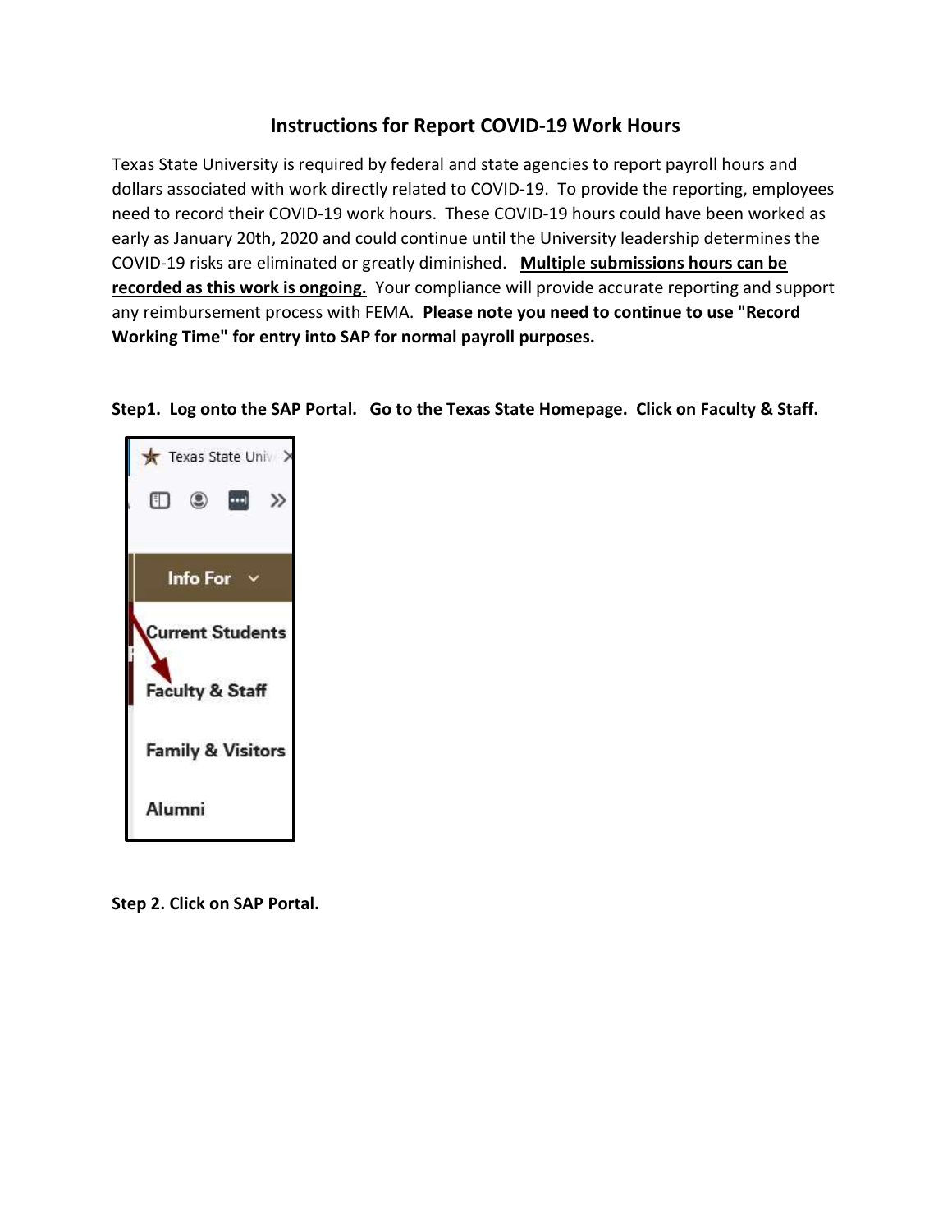# Instructions for Report COVID-19 Work Hours

Texas State University is required by federal and state agencies to report payroll hours and dollars associated with work directly related to COVID-19. To provide the reporting, employees need to record their COVID-19 work hours. These COVID-19 hours could have been worked as early as January 20th, 2020 and could continue until the University leadership determines the COVID-19 risks are eliminated or greatly diminished. **Multiple submissions hours can be recorded as this work is ongoing.** Your compliance will provide accurate reporting and support any reimbursement process with FEMA. **Please note you need to continue to use "Record Working Time" for entry into SAP for normal payroll purposes.**

**Step1. Log onto the SAP Portal. Go to the Texas State Homepage. Click on Faculty & Staff.**

**Step 2. Click on SAP Portal.**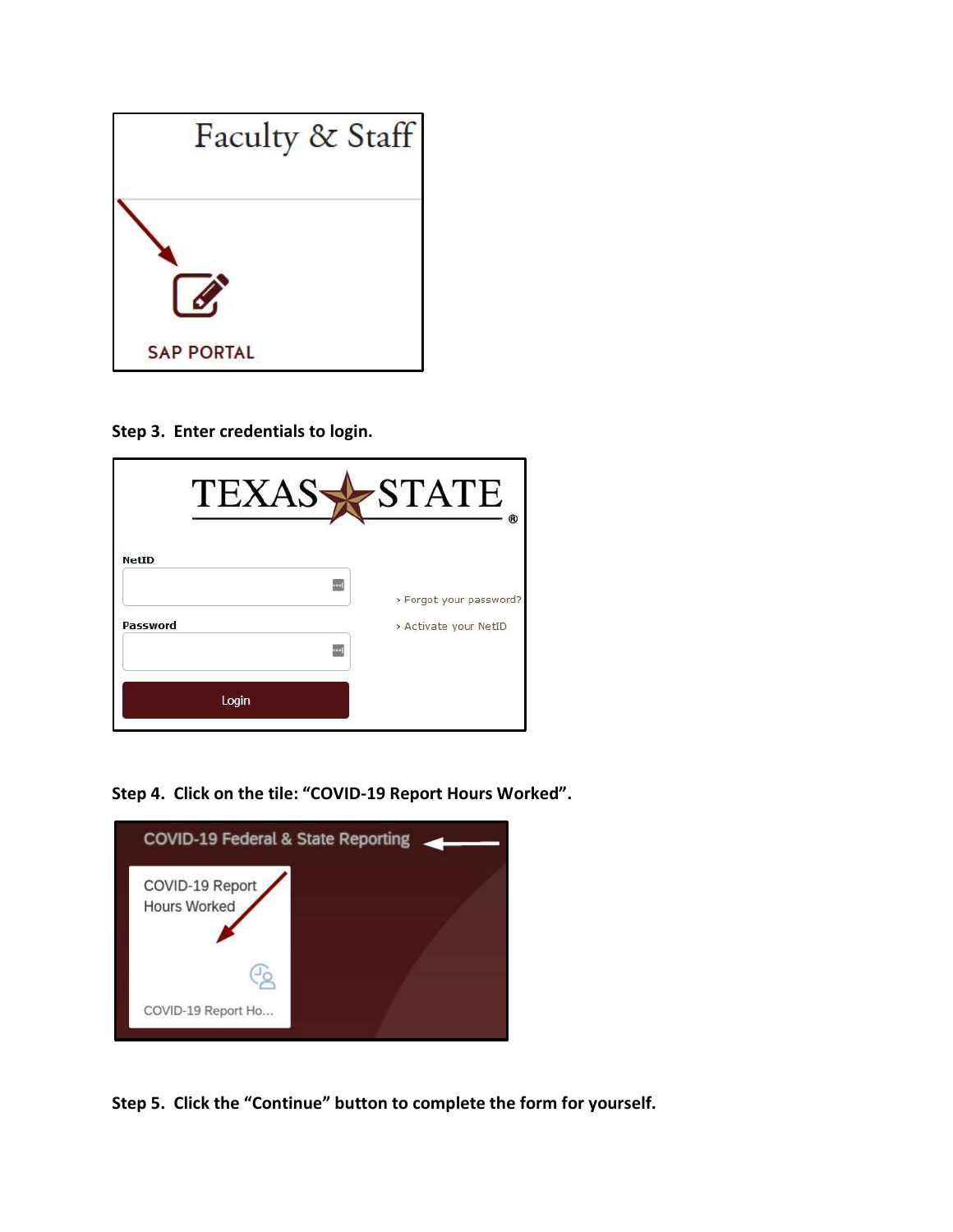**Step 3. Enter credentials to login.**

**Step 4. Click on the tile: "COVID-19 Report Hours Worked".**

**Step 5. Click the "Continue" button to complete the form for yourself.**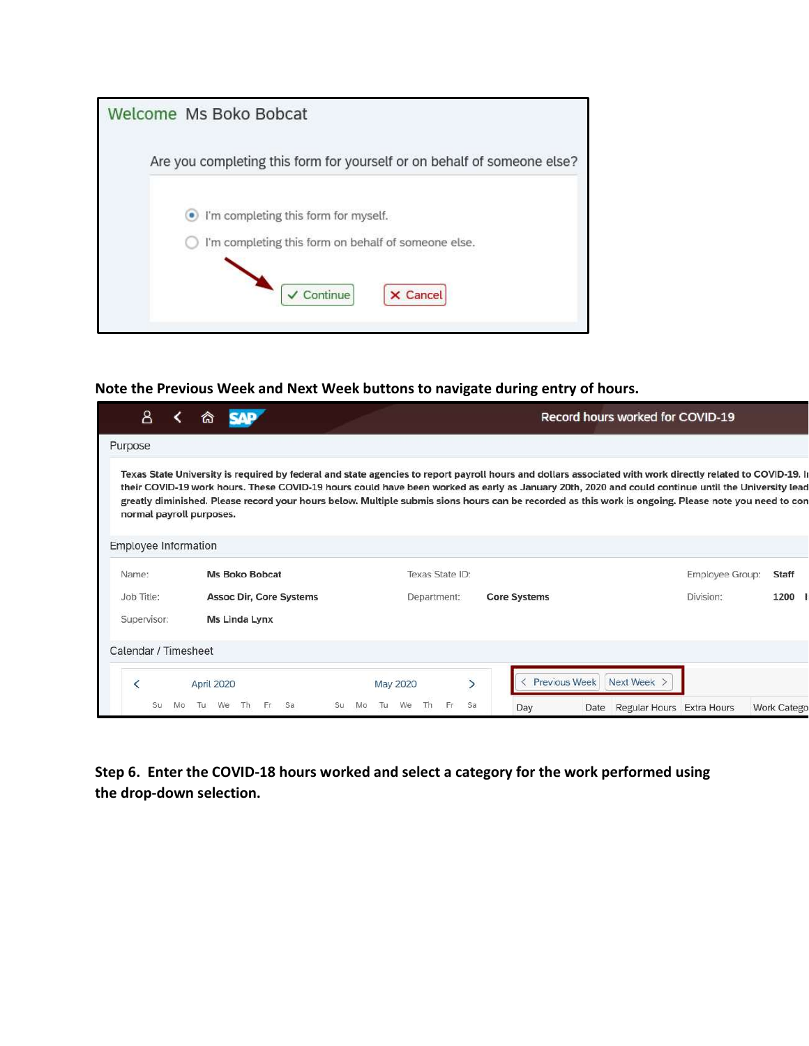Welcome Ms Boko Bobcat

Are you completing this form for yourself or on behalf of someone else?

- I'm completing this form for myself.
- I'm completing this form on behalf of someone else.

✓ Continue ✗ Cancel

**Note the Previous Week and Next Week buttons to navigate during entry of hours.**

Record hours worked for COVID-19

Purpose

**Texas State University is required by federal and state agencies to report payroll hours and dollars associated with work directly related to COVID-19. I their COVID-19 work hours. These COVID-19 hours could have been worked as early as January 20th, 2020 and could continue until the University lead greatly diminished. Please record your hours below. Multiple submis sions hours can be recorded as this work is ongoing. Please note you need to con normal payroll purposes.**

Employee Information

| Name: | Ms Boko Bobcat | Texas State ID: | | Employee Group: | Staff |
|---|---|---|---|---|---|
| Job Title: | Assoc Dir, Core Systems | Department: | Core Systems | Division: | 1200 |
| Supervisor: | Ms Linda Lynx | | | | |

Calendar / Timesheet

April 2020 | May 2020

Su Mo Tu We Th Fr Sa | Su Mo Tu We Th Fr Sa

< Previous Week | Next Week >

| Day | Date | Regular Hours | Extra Hours | Work Catego |
|---|---|---|---|---|

**Step 6. Enter the COVID-18 hours worked and select a category for the work performed using the drop-down selection.**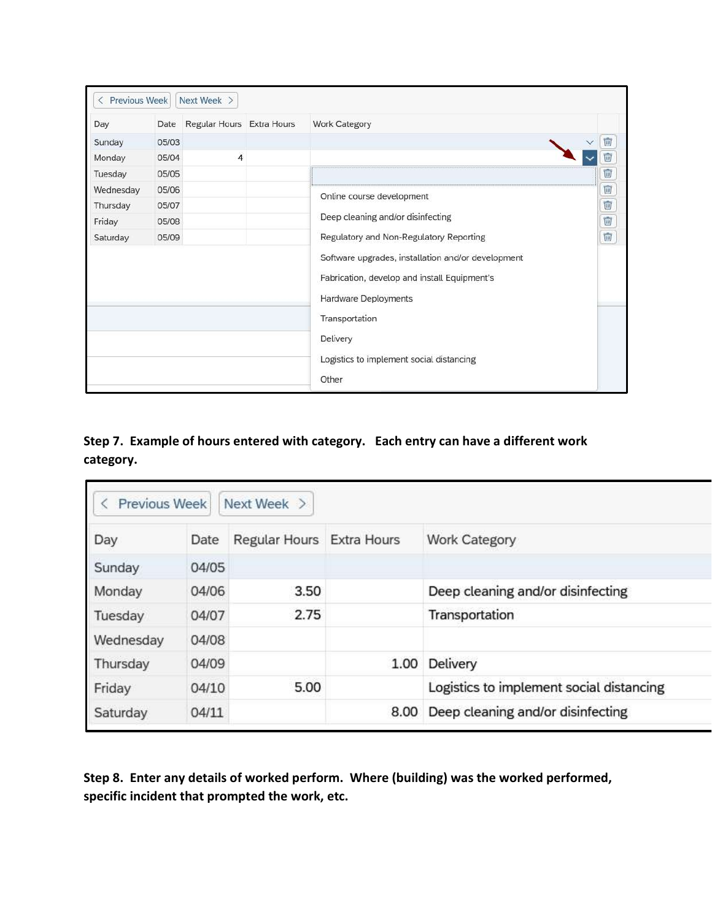| Day | Date | Regular Hours | Extra Hours | Work Category |
|---|---|---|---|---|
| Sunday | 05/03 | | | |
| Monday | 05/04 | 4 | | |
| Tuesday | 05/05 | | | |
| Wednesday | 05/06 | | | |
| Thursday | 05/07 | | | |
| Friday | 05/08 | | | |
| Saturday | 05/09 | | | |

Work Category options:

- Online course development
- Deep cleaning and/or disinfecting
- Regulatory and Non-Regulatory Reporting
- Software upgrades, installation and/or development
- Fabrication, develop and install Equipment's
- Hardware Deployments
- Transportation
- Delivery
- Logistics to implement social distancing
- Other

**Step 7. Example of hours entered with category. Each entry can have a different work category.**

| Day | Date | Regular Hours | Extra Hours | Work Category |
|---|---|---|---|---|
| Sunday | 04/05 | | | |
| Monday | 04/06 | 3.50 | | Deep cleaning and/or disinfecting |
| Tuesday | 04/07 | 2.75 | | Transportation |
| Wednesday | 04/08 | | | |
| Thursday | 04/09 | | 1.00 | Delivery |
| Friday | 04/10 | 5.00 | | Logistics to implement social distancing |
| Saturday | 04/11 | | 8.00 | Deep cleaning and/or disinfecting |

**Step 8. Enter any details of worked perform. Where (building) was the worked performed, specific incident that prompted the work, etc.**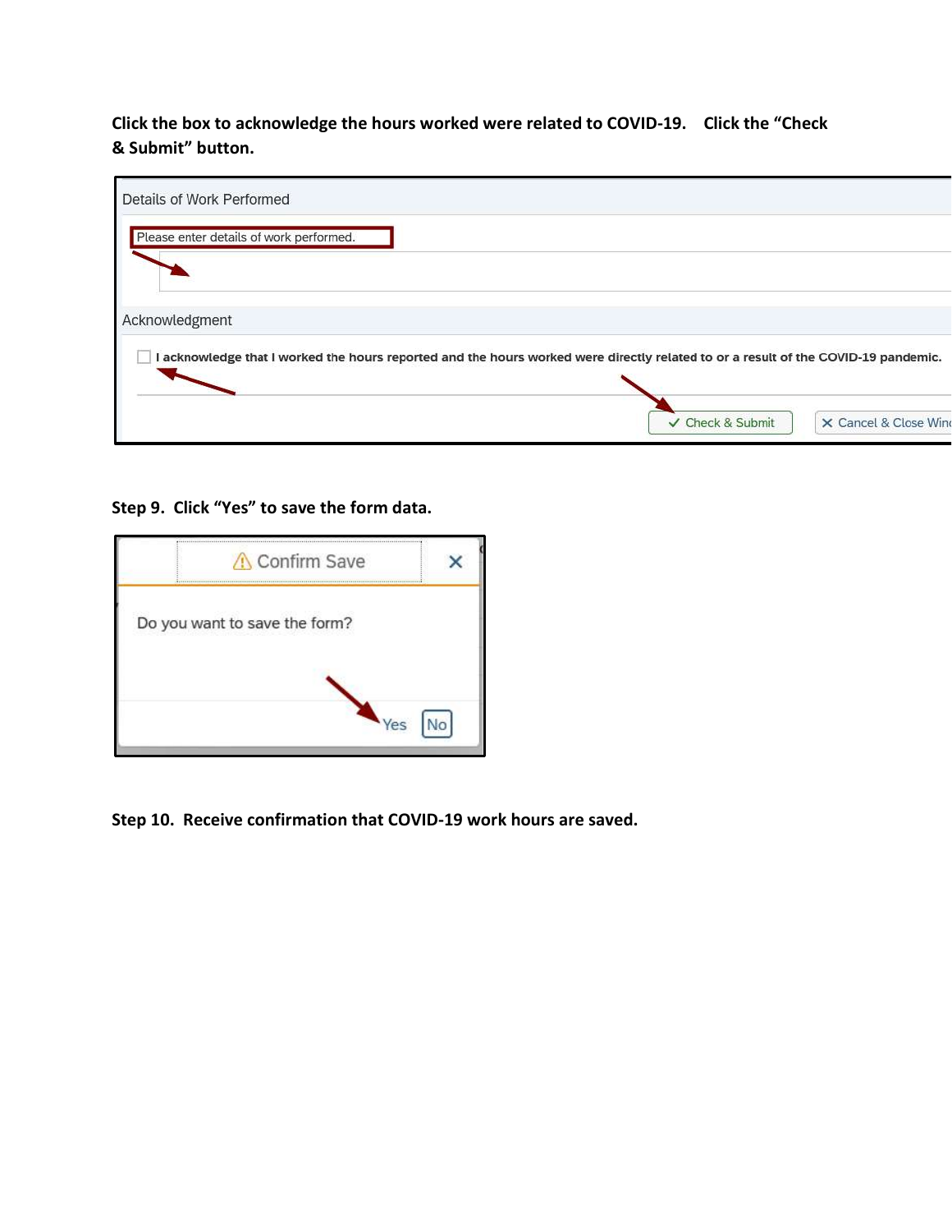**Click the box to acknowledge the hours worked were related to COVID-19. Click the "Check & Submit" button.**

Details of Work Performed

Please enter details of work performed.

Acknowledgment

I acknowledge that I worked the hours reported and the hours worked were directly related to or a result of the COVID-19 pandemic.

✓ Check & Submit

✕ Cancel & Close Wind

**Step 9. Click "Yes" to save the form data.**

Confirm Save

Do you want to save the form?

Yes No

**Step 10. Receive confirmation that COVID-19 work hours are saved.**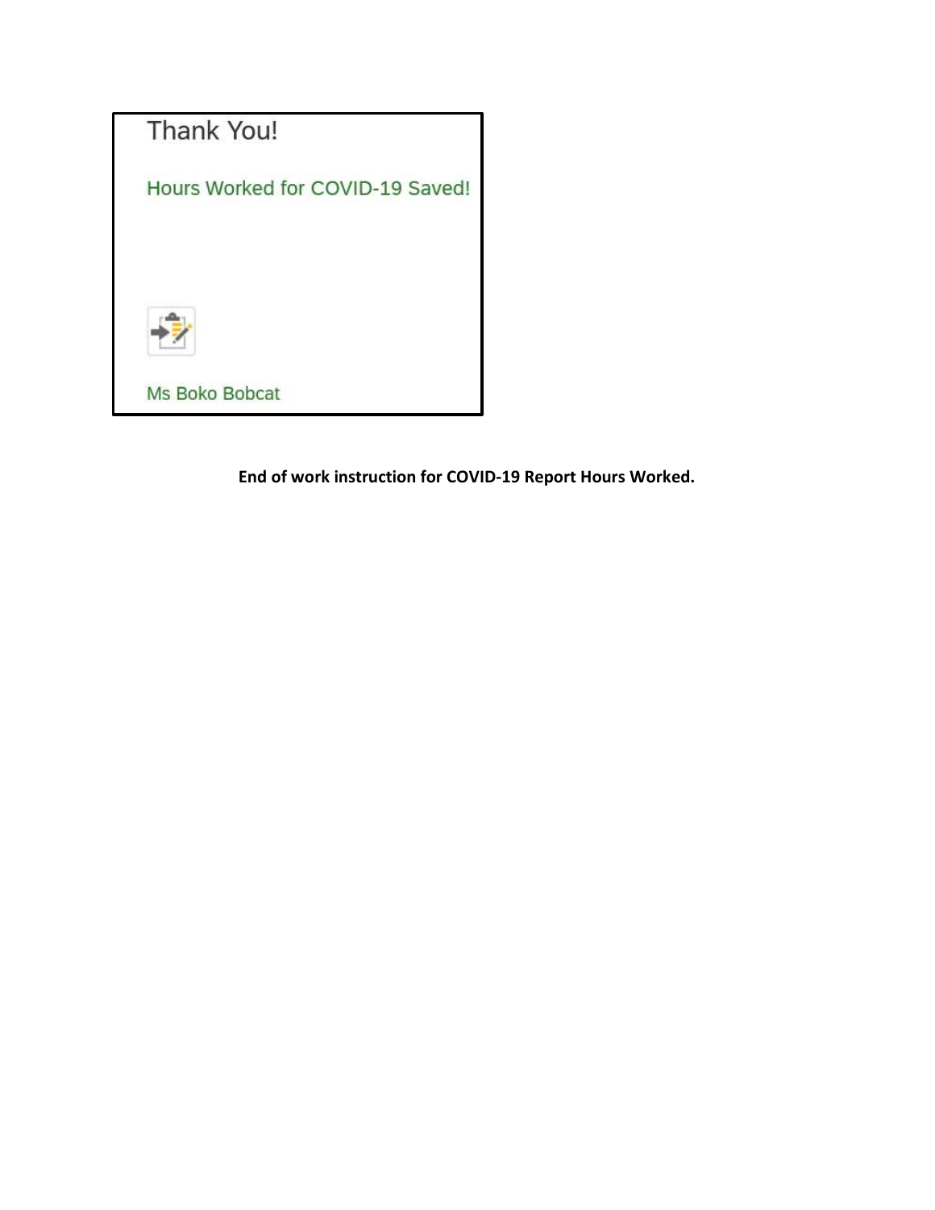Thank You!

Hours Worked for COVID-19 Saved!

Ms Boko Bobcat

**End of work instruction for COVID-19 Report Hours Worked.**